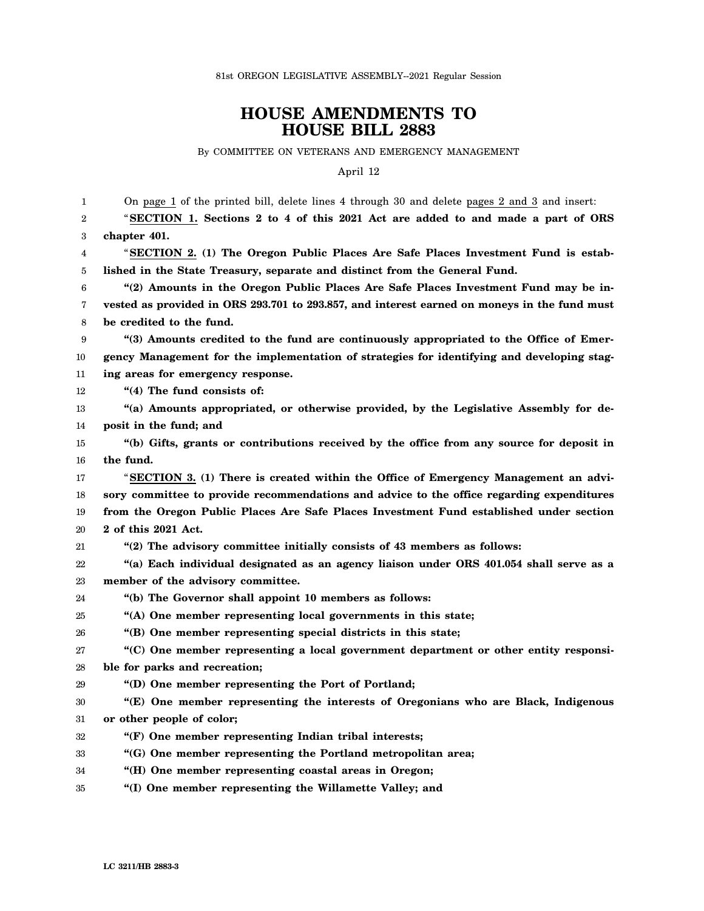81st OREGON LEGISLATIVE ASSEMBLY--2021 Regular Session

# HOUSE AMENDMENTS TO HOUSE BILL 2883

By COMMITTEE ON VETERANS AND EMERGENCY MANAGEMENT

April 12

On page 1 of the printed bill, delete lines 4 through 30 and delete pages 2 and 3 and insert:

"**SECTION 1. Sections 2 to 4 of this 2021 Act are added to and made a part of ORS chapter 401.**

"**SECTION 2. (1) The Oregon Public Places Are Safe Places Investment Fund is established in the State Treasury, separate and distinct from the General Fund.**

**"(2) Amounts in the Oregon Public Places Are Safe Places Investment Fund may be invested as provided in ORS 293.701 to 293.857, and interest earned on moneys in the fund must be credited to the fund.**

**"(3) Amounts credited to the fund are continuously appropriated to the Office of Emergency Management for the implementation of strategies for identifying and developing staging areas for emergency response.**

**"(4) The fund consists of:**

**"(a) Amounts appropriated, or otherwise provided, by the Legislative Assembly for deposit in the fund; and**

**"(b) Gifts, grants or contributions received by the office from any source for deposit in the fund.**

"**SECTION 3. (1) There is created within the Office of Emergency Management an advisory committee to provide recommendations and advice to the office regarding expenditures from the Oregon Public Places Are Safe Places Investment Fund established under section 2 of this 2021 Act.**

**"(2) The advisory committee initially consists of 43 members as follows:**

**"(a) Each individual designated as an agency liaison under ORS 401.054 shall serve as a member of the advisory committee.**

**"(b) The Governor shall appoint 10 members as follows:**

**"(A) One member representing local governments in this state;**

**"(B) One member representing special districts in this state;**

**"(C) One member representing a local government department or other entity responsible for parks and recreation;**

**"(D) One member representing the Port of Portland;**

**"(E) One member representing the interests of Oregonians who are Black, Indigenous or other people of color;**

**"(F) One member representing Indian tribal interests;**

**"(G) One member representing the Portland metropolitan area;**

**"(H) One member representing coastal areas in Oregon;**

**"(I) One member representing the Willamette Valley; and**

LC 3211/HB 2883-3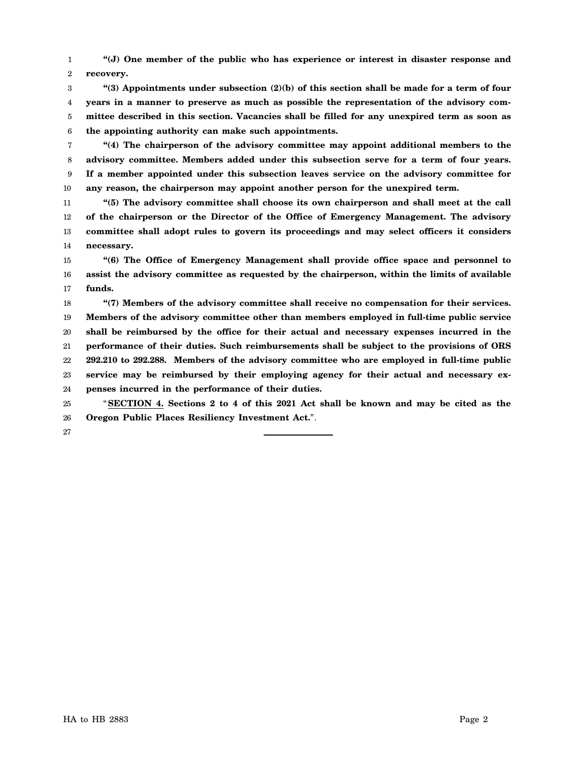**"(J) One member of the public who has experience or interest in disaster response and recovery.**

**"(3) Appointments under subsection (2)(b) of this section shall be made for a term of four years in a manner to preserve as much as possible the representation of the advisory committee described in this section. Vacancies shall be filled for any unexpired term as soon as the appointing authority can make such appointments.**

**"(4) The chairperson of the advisory committee may appoint additional members to the advisory committee. Members added under this subsection serve for a term of four years. If a member appointed under this subsection leaves service on the advisory committee for any reason, the chairperson may appoint another person for the unexpired term.**

**"(5) The advisory committee shall choose its own chairperson and shall meet at the call of the chairperson or the Director of the Office of Emergency Management. The advisory committee shall adopt rules to govern its proceedings and may select officers it considers necessary.**

**"(6) The Office of Emergency Management shall provide office space and personnel to assist the advisory committee as requested by the chairperson, within the limits of available funds.**

**"(7) Members of the advisory committee shall receive no compensation for their services. Members of the advisory committee other than members employed in full-time public service shall be reimbursed by the office for their actual and necessary expenses incurred in the performance of their duties. Such reimbursements shall be subject to the provisions of ORS 292.210 to 292.288. Members of the advisory committee who are employed in full-time public service may be reimbursed by their employing agency for their actual and necessary expenses incurred in the performance of their duties.**

"**SECTION 4. Sections 2 to 4 of this 2021 Act shall be known and may be cited as the Oregon Public Places Resiliency Investment Act.**".